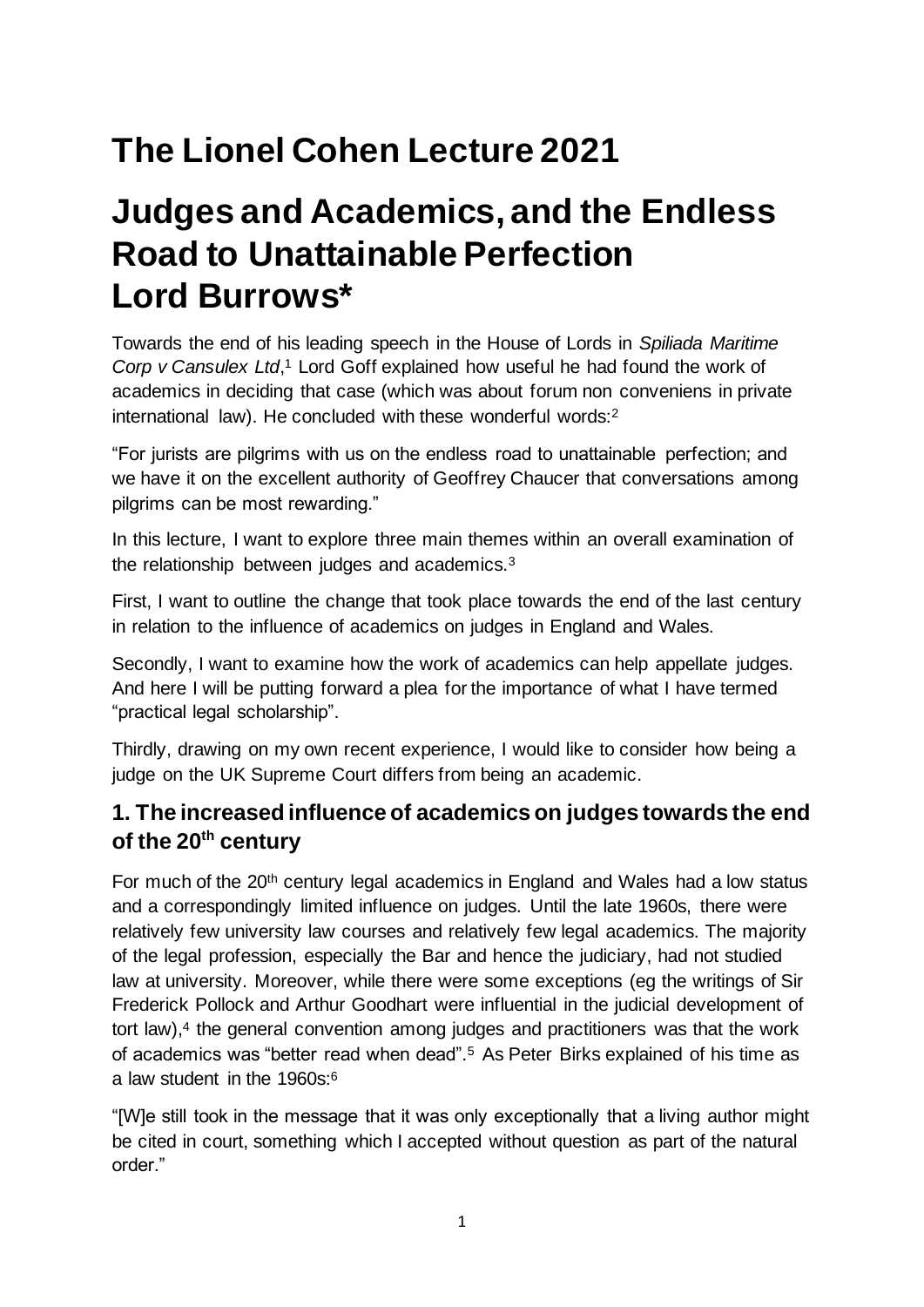# The Lionel Cohen Lecture 2021

# Judges and Academics, and the Endless Road to Unattainable Perfection Lord Burrows*

Towards the end of his leading speech in the House of Lords in *Spiliada Maritime Corp v Cansulex Ltd*,[1] Lord Goff explained how useful he had found the work of academics in deciding that case (which was about forum non conveniens in private international law). He concluded with these wonderful words:[2]

"For jurists are pilgrims with us on the endless road to unattainable perfection; and we have it on the excellent authority of Geoffrey Chaucer that conversations among pilgrims can be most rewarding."

In this lecture, I want to explore three main themes within an overall examination of the relationship between judges and academics.[3]

First, I want to outline the change that took place towards the end of the last century in relation to the influence of academics on judges in England and Wales.

Secondly, I want to examine how the work of academics can help appellate judges. And here I will be putting forward a plea for the importance of what I have termed "practical legal scholarship".

Thirdly, drawing on my own recent experience, I would like to consider how being a judge on the UK Supreme Court differs from being an academic.

## 1. The increased influence of academics on judges towards the end of the 20th century

For much of the 20th century legal academics in England and Wales had a low status and a correspondingly limited influence on judges. Until the late 1960s, there were relatively few university law courses and relatively few legal academics. The majority of the legal profession, especially the Bar and hence the judiciary, had not studied law at university. Moreover, while there were some exceptions (eg the writings of Sir Frederick Pollock and Arthur Goodhart were influential in the judicial development of tort law),[4] the general convention among judges and practitioners was that the work of academics was "better read when dead".[5] As Peter Birks explained of his time as a law student in the 1960s:[6]

"[W]e still took in the message that it was only exceptionally that a living author might be cited in court, something which I accepted without question as part of the natural order."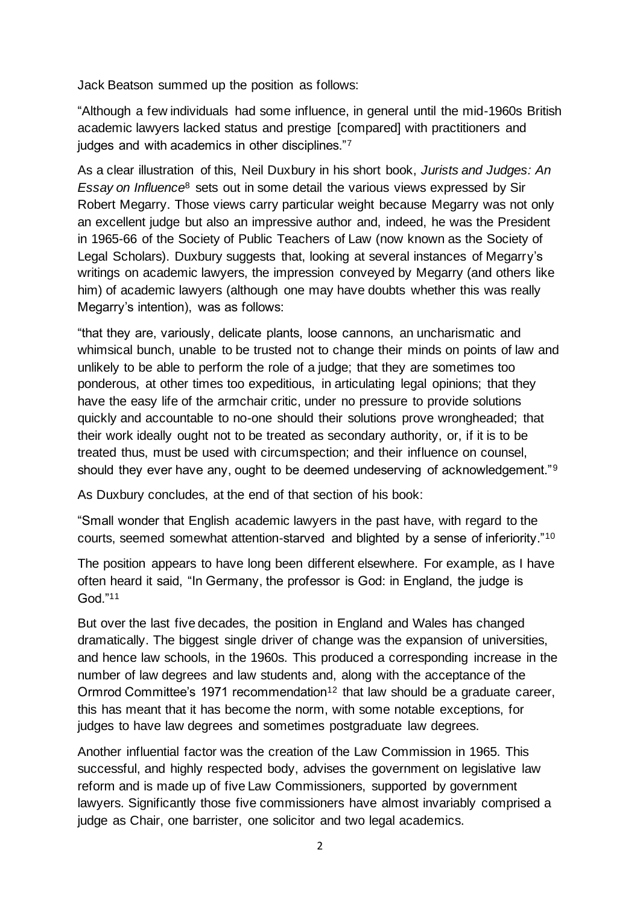Jack Beatson summed up the position as follows:

"Although a few individuals had some influence, in general until the mid-1960s British academic lawyers lacked status and prestige [compared] with practitioners and judges and with academics in other disciplines."[7]

As a clear illustration of this, Neil Duxbury in his short book, *Jurists and Judges: An Essay on Influence*[8] sets out in some detail the various views expressed by Sir Robert Megarry. Those views carry particular weight because Megarry was not only an excellent judge but also an impressive author and, indeed, he was the President in 1965-66 of the Society of Public Teachers of Law (now known as the Society of Legal Scholars). Duxbury suggests that, looking at several instances of Megarry's writings on academic lawyers, the impression conveyed by Megarry (and others like him) of academic lawyers (although one may have doubts whether this was really Megarry's intention), was as follows:

"that they are, variously, delicate plants, loose cannons, an uncharismatic and whimsical bunch, unable to be trusted not to change their minds on points of law and unlikely to be able to perform the role of a judge; that they are sometimes too ponderous, at other times too expeditious, in articulating legal opinions; that they have the easy life of the armchair critic, under no pressure to provide solutions quickly and accountable to no-one should their solutions prove wrongheaded; that their work ideally ought not to be treated as secondary authority, or, if it is to be treated thus, must be used with circumspection; and their influence on counsel, should they ever have any, ought to be deemed undeserving of acknowledgement."[9]

As Duxbury concludes, at the end of that section of his book:

"Small wonder that English academic lawyers in the past have, with regard to the courts, seemed somewhat attention-starved and blighted by a sense of inferiority."[10]

The position appears to have long been different elsewhere. For example, as I have often heard it said, "In Germany, the professor is God: in England, the judge is God."[11]

But over the last five decades, the position in England and Wales has changed dramatically. The biggest single driver of change was the expansion of universities, and hence law schools, in the 1960s. This produced a corresponding increase in the number of law degrees and law students and, along with the acceptance of the Ormrod Committee's 1971 recommendation[12] that law should be a graduate career, this has meant that it has become the norm, with some notable exceptions, for judges to have law degrees and sometimes postgraduate law degrees.

Another influential factor was the creation of the Law Commission in 1965. This successful, and highly respected body, advises the government on legislative law reform and is made up of five Law Commissioners, supported by government lawyers. Significantly those five commissioners have almost invariably comprised a judge as Chair, one barrister, one solicitor and two legal academics.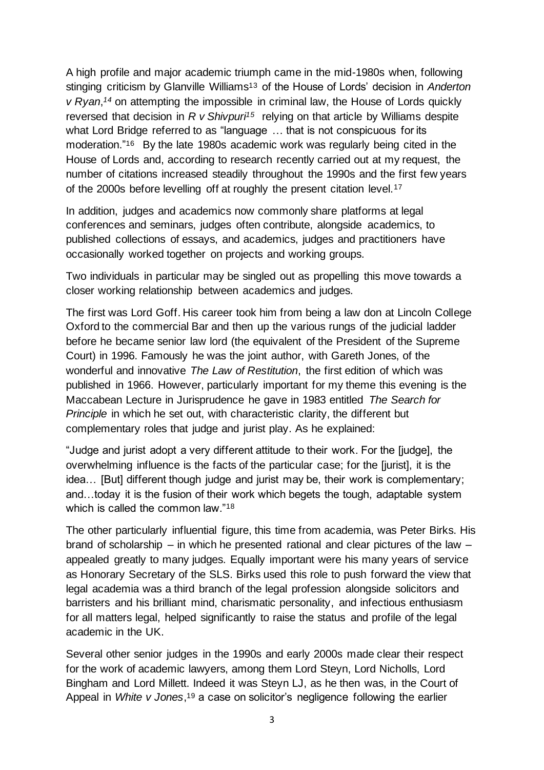A high profile and major academic triumph came in the mid-1980s when, following stinging criticism by Glanville Williams[13] of the House of Lords' decision in *Anderton v Ryan*,[14] on attempting the impossible in criminal law, the House of Lords quickly reversed that decision in *R v Shivpuri*[15] relying on that article by Williams despite what Lord Bridge referred to as "language … that is not conspicuous for its moderation."[16] By the late 1980s academic work was regularly being cited in the House of Lords and, according to research recently carried out at my request, the number of citations increased steadily throughout the 1990s and the first few years of the 2000s before levelling off at roughly the present citation level.[17]

In addition, judges and academics now commonly share platforms at legal conferences and seminars, judges often contribute, alongside academics, to published collections of essays, and academics, judges and practitioners have occasionally worked together on projects and working groups.

Two individuals in particular may be singled out as propelling this move towards a closer working relationship between academics and judges.

The first was Lord Goff. His career took him from being a law don at Lincoln College Oxford to the commercial Bar and then up the various rungs of the judicial ladder before he became senior law lord (the equivalent of the President of the Supreme Court) in 1996. Famously he was the joint author, with Gareth Jones, of the wonderful and innovative *The Law of Restitution*, the first edition of which was published in 1966. However, particularly important for my theme this evening is the Maccabean Lecture in Jurisprudence he gave in 1983 entitled *The Search for Principle* in which he set out, with characteristic clarity, the different but complementary roles that judge and jurist play. As he explained:

"Judge and jurist adopt a very different attitude to their work. For the [judge], the overwhelming influence is the facts of the particular case; for the [jurist], it is the idea… [But] different though judge and jurist may be, their work is complementary; and…today it is the fusion of their work which begets the tough, adaptable system which is called the common law."[18]

The other particularly influential figure, this time from academia, was Peter Birks. His brand of scholarship – in which he presented rational and clear pictures of the law – appealed greatly to many judges. Equally important were his many years of service as Honorary Secretary of the SLS. Birks used this role to push forward the view that legal academia was a third branch of the legal profession alongside solicitors and barristers and his brilliant mind, charismatic personality, and infectious enthusiasm for all matters legal, helped significantly to raise the status and profile of the legal academic in the UK.

Several other senior judges in the 1990s and early 2000s made clear their respect for the work of academic lawyers, among them Lord Steyn, Lord Nicholls, Lord Bingham and Lord Millett. Indeed it was Steyn LJ, as he then was, in the Court of Appeal in *White v Jones*,[19] a case on solicitor's negligence following the earlier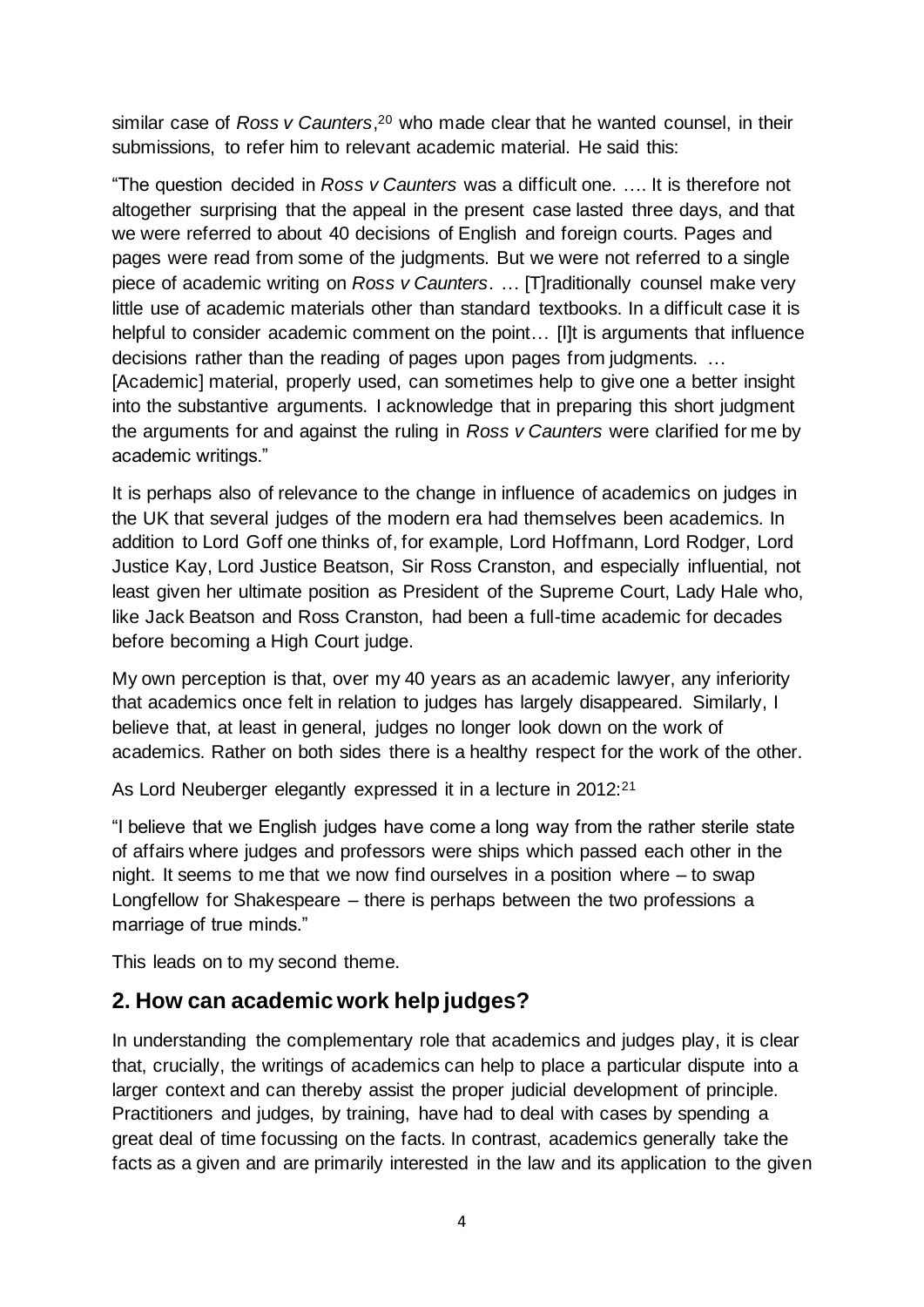similar case of *Ross v Caunters*,[20] who made clear that he wanted counsel, in their submissions, to refer him to relevant academic material. He said this:

"The question decided in *Ross v Caunters* was a difficult one. …. It is therefore not altogether surprising that the appeal in the present case lasted three days, and that we were referred to about 40 decisions of English and foreign courts. Pages and pages were read from some of the judgments. But we were not referred to a single piece of academic writing on *Ross v Caunters*. … [T]raditionally counsel make very little use of academic materials other than standard textbooks. In a difficult case it is helpful to consider academic comment on the point… [I]t is arguments that influence decisions rather than the reading of pages upon pages from judgments. … [Academic] material, properly used, can sometimes help to give one a better insight into the substantive arguments. I acknowledge that in preparing this short judgment the arguments for and against the ruling in *Ross v Caunters* were clarified for me by academic writings."

It is perhaps also of relevance to the change in influence of academics on judges in the UK that several judges of the modern era had themselves been academics. In addition to Lord Goff one thinks of, for example, Lord Hoffmann, Lord Rodger, Lord Justice Kay, Lord Justice Beatson, Sir Ross Cranston, and especially influential, not least given her ultimate position as President of the Supreme Court, Lady Hale who, like Jack Beatson and Ross Cranston, had been a full-time academic for decades before becoming a High Court judge.

My own perception is that, over my 40 years as an academic lawyer, any inferiority that academics once felt in relation to judges has largely disappeared. Similarly, I believe that, at least in general, judges no longer look down on the work of academics. Rather on both sides there is a healthy respect for the work of the other.

As Lord Neuberger elegantly expressed it in a lecture in 2012:[21]

"I believe that we English judges have come a long way from the rather sterile state of affairs where judges and professors were ships which passed each other in the night. It seems to me that we now find ourselves in a position where – to swap Longfellow for Shakespeare – there is perhaps between the two professions a marriage of true minds."

This leads on to my second theme.

## 2. How can academic work help judges?

In understanding the complementary role that academics and judges play, it is clear that, crucially, the writings of academics can help to place a particular dispute into a larger context and can thereby assist the proper judicial development of principle. Practitioners and judges, by training, have had to deal with cases by spending a great deal of time focussing on the facts. In contrast, academics generally take the facts as a given and are primarily interested in the law and its application to the given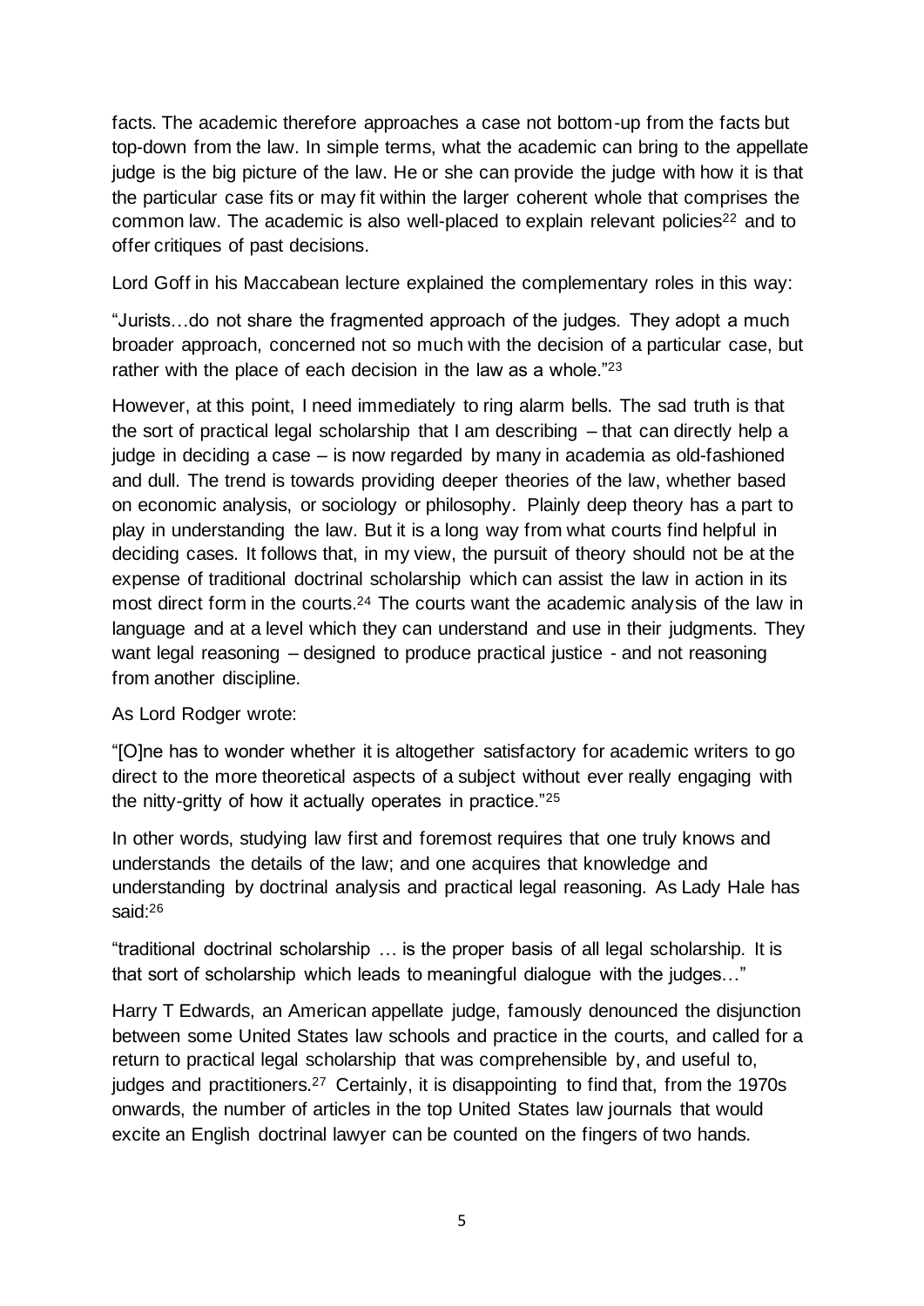facts. The academic therefore approaches a case not bottom-up from the facts but top-down from the law. In simple terms, what the academic can bring to the appellate judge is the big picture of the law. He or she can provide the judge with how it is that the particular case fits or may fit within the larger coherent whole that comprises the common law. The academic is also well-placed to explain relevant policies[22] and to offer critiques of past decisions.

Lord Goff in his Maccabean lecture explained the complementary roles in this way:

"Jurists…do not share the fragmented approach of the judges. They adopt a much broader approach, concerned not so much with the decision of a particular case, but rather with the place of each decision in the law as a whole."[23]

However, at this point, I need immediately to ring alarm bells. The sad truth is that the sort of practical legal scholarship that I am describing – that can directly help a judge in deciding a case – is now regarded by many in academia as old-fashioned and dull. The trend is towards providing deeper theories of the law, whether based on economic analysis, or sociology or philosophy. Plainly deep theory has a part to play in understanding the law. But it is a long way from what courts find helpful in deciding cases. It follows that, in my view, the pursuit of theory should not be at the expense of traditional doctrinal scholarship which can assist the law in action in its most direct form in the courts.[24] The courts want the academic analysis of the law in language and at a level which they can understand and use in their judgments. They want legal reasoning – designed to produce practical justice - and not reasoning from another discipline.

As Lord Rodger wrote:

"[O]ne has to wonder whether it is altogether satisfactory for academic writers to go direct to the more theoretical aspects of a subject without ever really engaging with the nitty-gritty of how it actually operates in practice."[25]

In other words, studying law first and foremost requires that one truly knows and understands the details of the law; and one acquires that knowledge and understanding by doctrinal analysis and practical legal reasoning. As Lady Hale has said:[26]

"traditional doctrinal scholarship … is the proper basis of all legal scholarship. It is that sort of scholarship which leads to meaningful dialogue with the judges…"

Harry T Edwards, an American appellate judge, famously denounced the disjunction between some United States law schools and practice in the courts, and called for a return to practical legal scholarship that was comprehensible by, and useful to, judges and practitioners.[27] Certainly, it is disappointing to find that, from the 1970s onwards, the number of articles in the top United States law journals that would excite an English doctrinal lawyer can be counted on the fingers of two hands.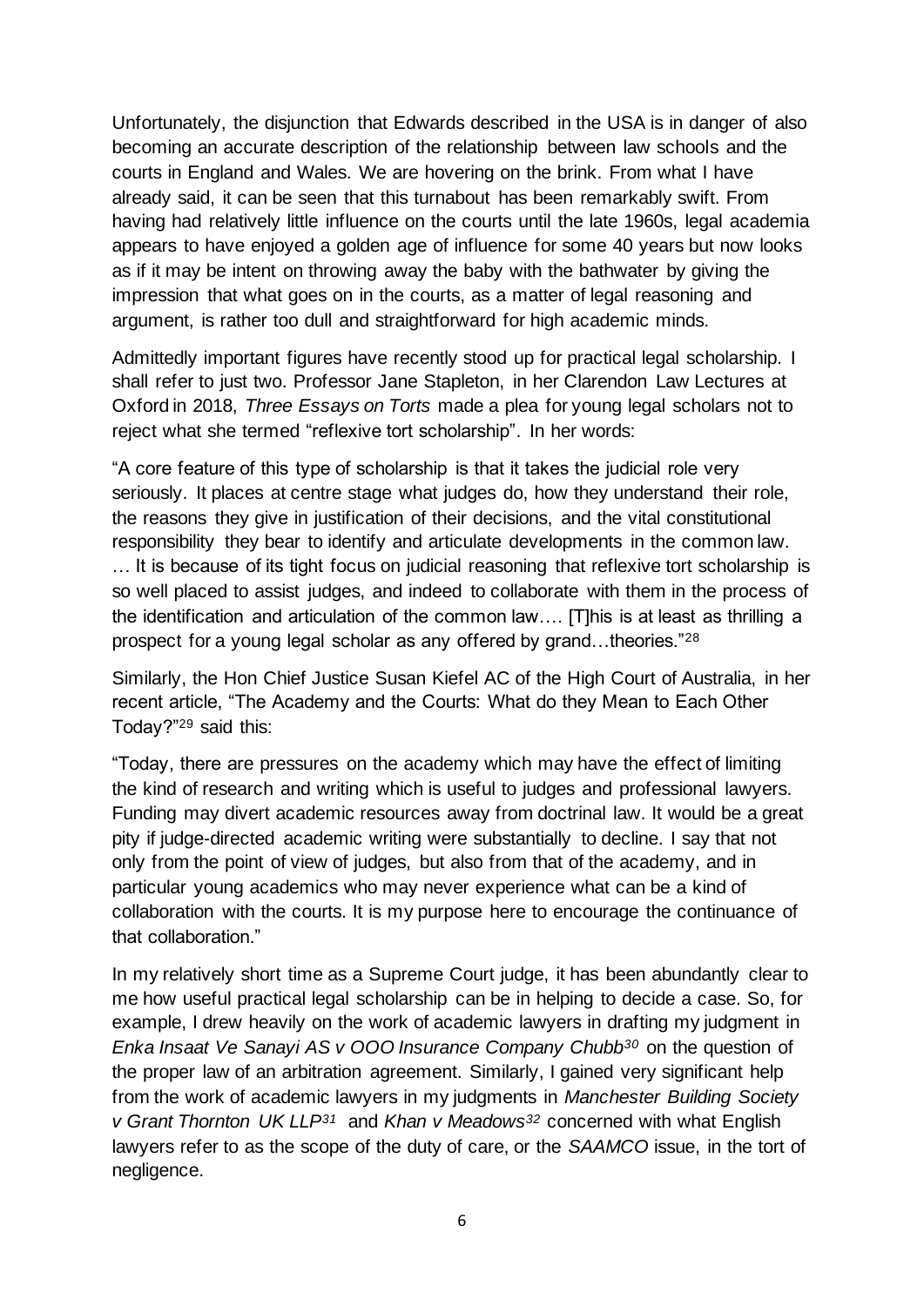Unfortunately, the disjunction that Edwards described in the USA is in danger of also becoming an accurate description of the relationship between law schools and the courts in England and Wales. We are hovering on the brink. From what I have already said, it can be seen that this turnabout has been remarkably swift. From having had relatively little influence on the courts until the late 1960s, legal academia appears to have enjoyed a golden age of influence for some 40 years but now looks as if it may be intent on throwing away the baby with the bathwater by giving the impression that what goes on in the courts, as a matter of legal reasoning and argument, is rather too dull and straightforward for high academic minds.

Admittedly important figures have recently stood up for practical legal scholarship. I shall refer to just two. Professor Jane Stapleton, in her Clarendon Law Lectures at Oxford in 2018, *Three Essays on Torts* made a plea for young legal scholars not to reject what she termed "reflexive tort scholarship". In her words:

"A core feature of this type of scholarship is that it takes the judicial role very seriously. It places at centre stage what judges do, how they understand their role, the reasons they give in justification of their decisions, and the vital constitutional responsibility they bear to identify and articulate developments in the common law. … It is because of its tight focus on judicial reasoning that reflexive tort scholarship is so well placed to assist judges, and indeed to collaborate with them in the process of the identification and articulation of the common law…. [T]his is at least as thrilling a prospect for a young legal scholar as any offered by grand…theories."[28]

Similarly, the Hon Chief Justice Susan Kiefel AC of the High Court of Australia, in her recent article, "The Academy and the Courts: What do they Mean to Each Other Today?"[29] said this:

"Today, there are pressures on the academy which may have the effect of limiting the kind of research and writing which is useful to judges and professional lawyers. Funding may divert academic resources away from doctrinal law. It would be a great pity if judge-directed academic writing were substantially to decline. I say that not only from the point of view of judges, but also from that of the academy, and in particular young academics who may never experience what can be a kind of collaboration with the courts. It is my purpose here to encourage the continuance of that collaboration."

In my relatively short time as a Supreme Court judge, it has been abundantly clear to me how useful practical legal scholarship can be in helping to decide a case. So, for example, I drew heavily on the work of academic lawyers in drafting my judgment in *Enka Insaat Ve Sanayi AS v OOO Insurance Company Chubb*[30] on the question of the proper law of an arbitration agreement. Similarly, I gained very significant help from the work of academic lawyers in my judgments in *Manchester Building Society v Grant Thornton UK LLP*[31] and *Khan v Meadows*[32] concerned with what English lawyers refer to as the scope of the duty of care, or the *SAAMCO* issue, in the tort of negligence.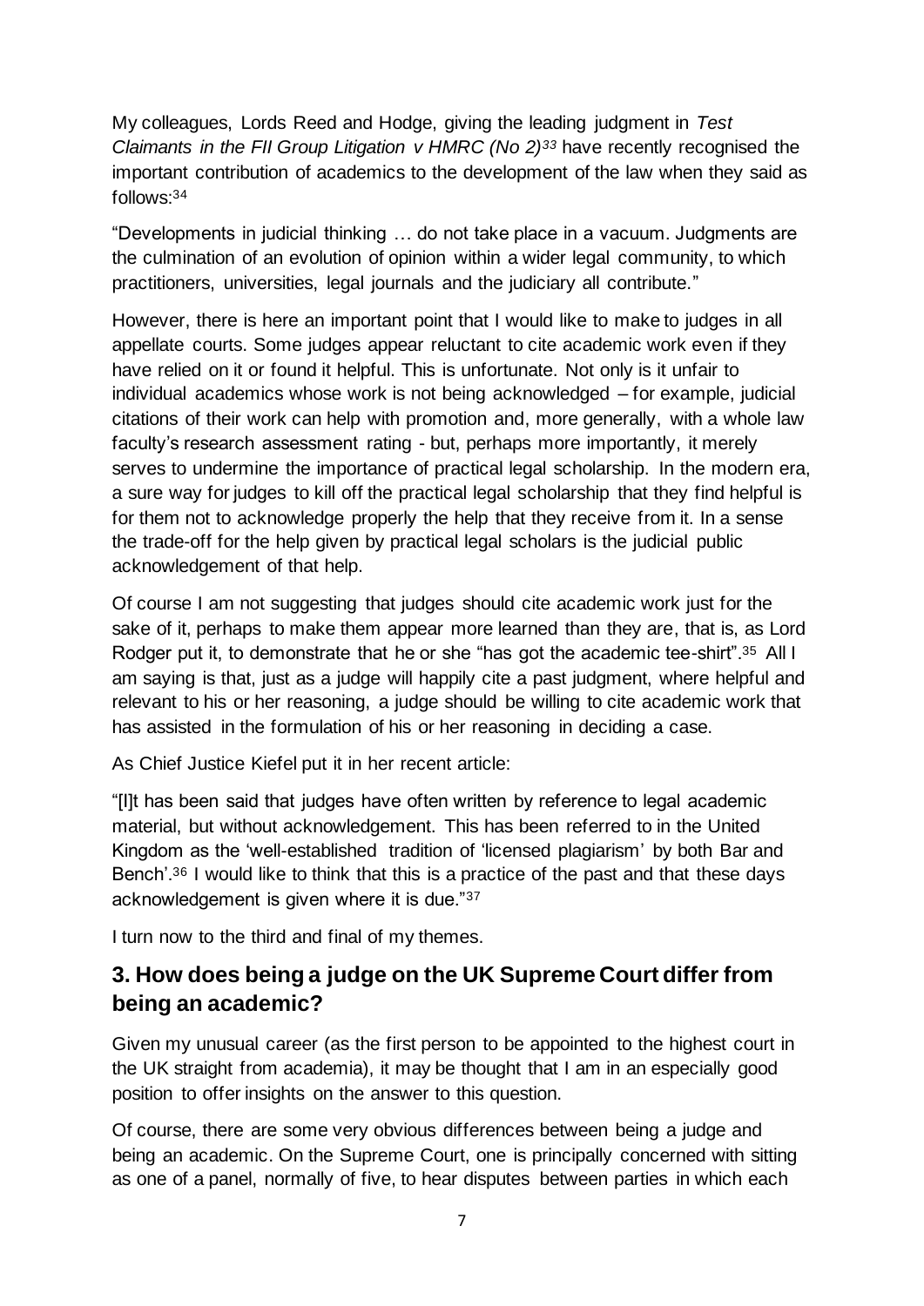My colleagues, Lords Reed and Hodge, giving the leading judgment in *Test Claimants in the FII Group Litigation v HMRC (No 2)*[33] have recently recognised the important contribution of academics to the development of the law when they said as follows:[34]

"Developments in judicial thinking … do not take place in a vacuum. Judgments are the culmination of an evolution of opinion within a wider legal community, to which practitioners, universities, legal journals and the judiciary all contribute."

However, there is here an important point that I would like to make to judges in all appellate courts. Some judges appear reluctant to cite academic work even if they have relied on it or found it helpful. This is unfortunate. Not only is it unfair to individual academics whose work is not being acknowledged – for example, judicial citations of their work can help with promotion and, more generally, with a whole law faculty's research assessment rating - but, perhaps more importantly, it merely serves to undermine the importance of practical legal scholarship. In the modern era, a sure way for judges to kill off the practical legal scholarship that they find helpful is for them not to acknowledge properly the help that they receive from it. In a sense the trade-off for the help given by practical legal scholars is the judicial public acknowledgement of that help.

Of course I am not suggesting that judges should cite academic work just for the sake of it, perhaps to make them appear more learned than they are, that is, as Lord Rodger put it, to demonstrate that he or she "has got the academic tee-shirt".[35] All I am saying is that, just as a judge will happily cite a past judgment, where helpful and relevant to his or her reasoning, a judge should be willing to cite academic work that has assisted in the formulation of his or her reasoning in deciding a case.

As Chief Justice Kiefel put it in her recent article:

"[I]t has been said that judges have often written by reference to legal academic material, but without acknowledgement. This has been referred to in the United Kingdom as the 'well-established tradition of 'licensed plagiarism' by both Bar and Bench'.[36] I would like to think that this is a practice of the past and that these days acknowledgement is given where it is due."[37]

I turn now to the third and final of my themes.

## 3. How does being a judge on the UK Supreme Court differ from being an academic?

Given my unusual career (as the first person to be appointed to the highest court in the UK straight from academia), it may be thought that I am in an especially good position to offer insights on the answer to this question.

Of course, there are some very obvious differences between being a judge and being an academic. On the Supreme Court, one is principally concerned with sitting as one of a panel, normally of five, to hear disputes between parties in which each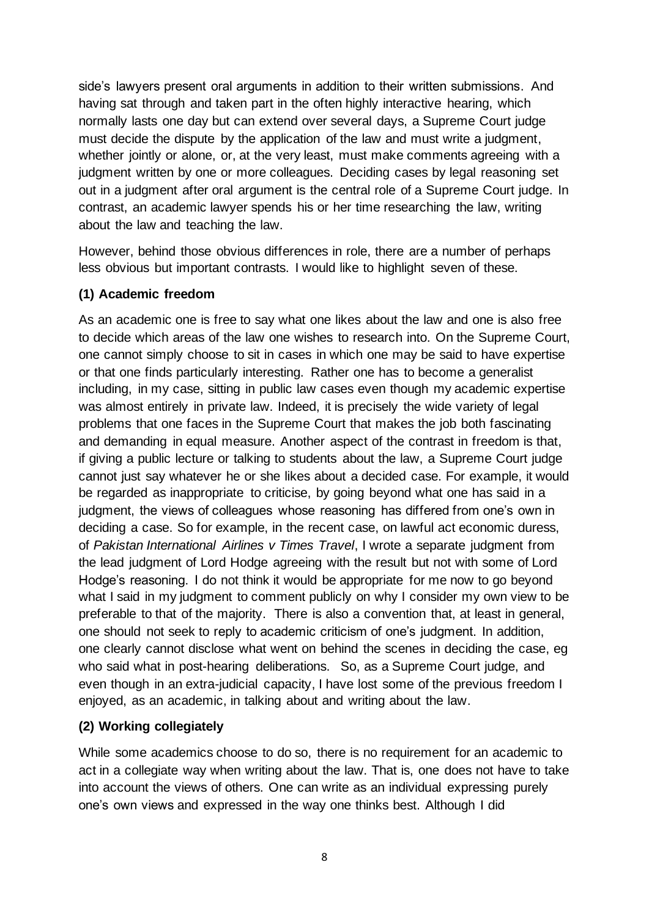side's lawyers present oral arguments in addition to their written submissions. And having sat through and taken part in the often highly interactive hearing, which normally lasts one day but can extend over several days, a Supreme Court judge must decide the dispute by the application of the law and must write a judgment, whether jointly or alone, or, at the very least, must make comments agreeing with a judgment written by one or more colleagues. Deciding cases by legal reasoning set out in a judgment after oral argument is the central role of a Supreme Court judge. In contrast, an academic lawyer spends his or her time researching the law, writing about the law and teaching the law.

However, behind those obvious differences in role, there are a number of perhaps less obvious but important contrasts. I would like to highlight seven of these.

**(1) Academic freedom**

As an academic one is free to say what one likes about the law and one is also free to decide which areas of the law one wishes to research into. On the Supreme Court, one cannot simply choose to sit in cases in which one may be said to have expertise or that one finds particularly interesting. Rather one has to become a generalist including, in my case, sitting in public law cases even though my academic expertise was almost entirely in private law. Indeed, it is precisely the wide variety of legal problems that one faces in the Supreme Court that makes the job both fascinating and demanding in equal measure. Another aspect of the contrast in freedom is that, if giving a public lecture or talking to students about the law, a Supreme Court judge cannot just say whatever he or she likes about a decided case. For example, it would be regarded as inappropriate to criticise, by going beyond what one has said in a judgment, the views of colleagues whose reasoning has differed from one's own in deciding a case. So for example, in the recent case, on lawful act economic duress, of *Pakistan International Airlines v Times Travel*, I wrote a separate judgment from the lead judgment of Lord Hodge agreeing with the result but not with some of Lord Hodge's reasoning. I do not think it would be appropriate for me now to go beyond what I said in my judgment to comment publicly on why I consider my own view to be preferable to that of the majority. There is also a convention that, at least in general, one should not seek to reply to academic criticism of one's judgment. In addition, one clearly cannot disclose what went on behind the scenes in deciding the case, eg who said what in post-hearing deliberations. So, as a Supreme Court judge, and even though in an extra-judicial capacity, I have lost some of the previous freedom I enjoyed, as an academic, in talking about and writing about the law.

**(2) Working collegiately**

While some academics choose to do so, there is no requirement for an academic to act in a collegiate way when writing about the law. That is, one does not have to take into account the views of others. One can write as an individual expressing purely one's own views and expressed in the way one thinks best. Although I did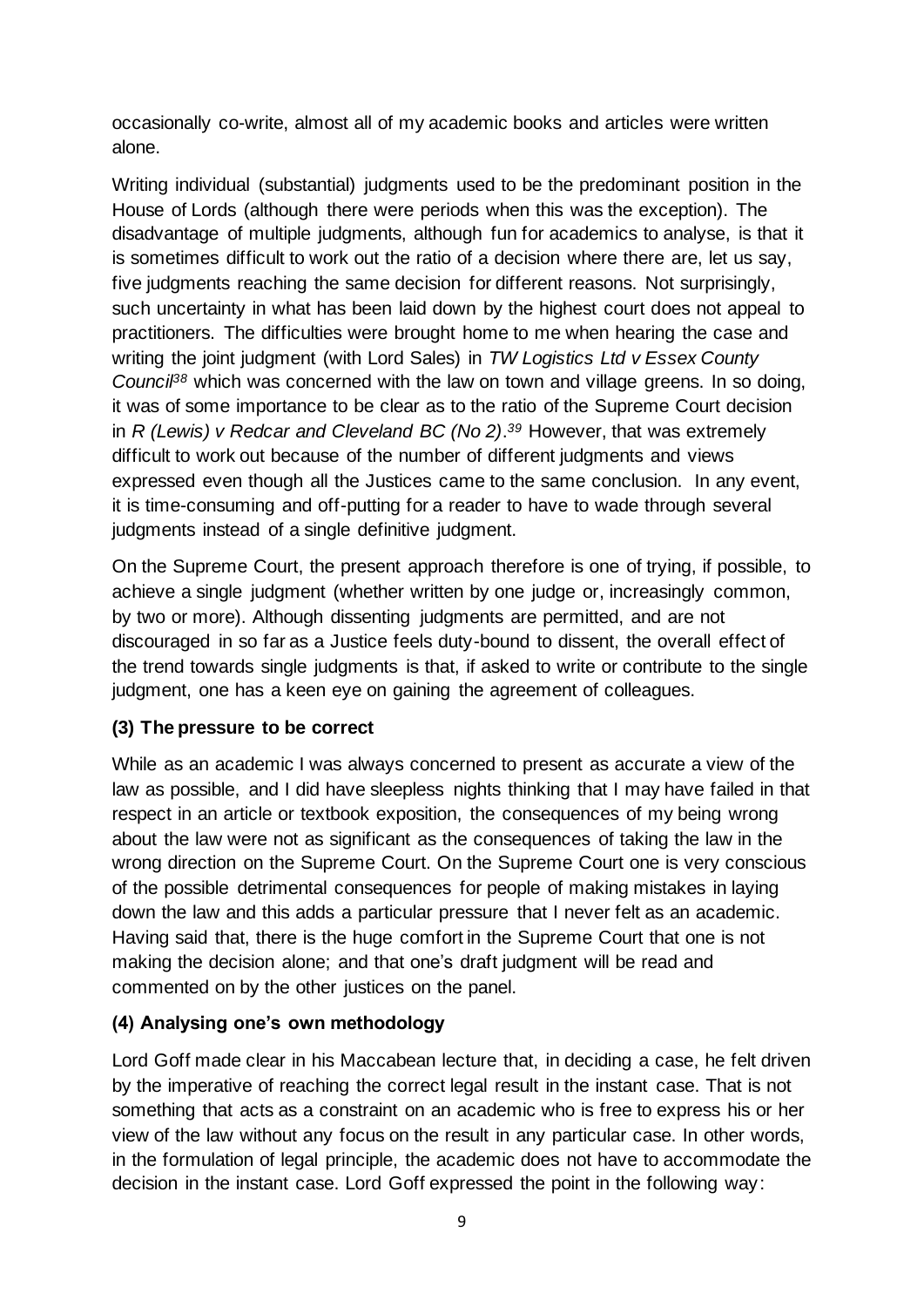occasionally co-write, almost all of my academic books and articles were written alone.

Writing individual (substantial) judgments used to be the predominant position in the House of Lords (although there were periods when this was the exception). The disadvantage of multiple judgments, although fun for academics to analyse, is that it is sometimes difficult to work out the ratio of a decision where there are, let us say, five judgments reaching the same decision for different reasons. Not surprisingly, such uncertainty in what has been laid down by the highest court does not appeal to practitioners. The difficulties were brought home to me when hearing the case and writing the joint judgment (with Lord Sales) in *TW Logistics Ltd v Essex County Council*[38] which was concerned with the law on town and village greens. In so doing, it was of some importance to be clear as to the ratio of the Supreme Court decision in *R (Lewis) v Redcar and Cleveland BC (No 2)*.[39] However, that was extremely difficult to work out because of the number of different judgments and views expressed even though all the Justices came to the same conclusion. In any event, it is time-consuming and off-putting for a reader to have to wade through several judgments instead of a single definitive judgment.

On the Supreme Court, the present approach therefore is one of trying, if possible, to achieve a single judgment (whether written by one judge or, increasingly common, by two or more). Although dissenting judgments are permitted, and are not discouraged in so far as a Justice feels duty-bound to dissent, the overall effect of the trend towards single judgments is that, if asked to write or contribute to the single judgment, one has a keen eye on gaining the agreement of colleagues.

### (3) The pressure to be correct

While as an academic I was always concerned to present as accurate a view of the law as possible, and I did have sleepless nights thinking that I may have failed in that respect in an article or textbook exposition, the consequences of my being wrong about the law were not as significant as the consequences of taking the law in the wrong direction on the Supreme Court. On the Supreme Court one is very conscious of the possible detrimental consequences for people of making mistakes in laying down the law and this adds a particular pressure that I never felt as an academic. Having said that, there is the huge comfort in the Supreme Court that one is not making the decision alone; and that one's draft judgment will be read and commented on by the other justices on the panel.

### (4) Analysing one's own methodology

Lord Goff made clear in his Maccabean lecture that, in deciding a case, he felt driven by the imperative of reaching the correct legal result in the instant case. That is not something that acts as a constraint on an academic who is free to express his or her view of the law without any focus on the result in any particular case. In other words, in the formulation of legal principle, the academic does not have to accommodate the decision in the instant case. Lord Goff expressed the point in the following way: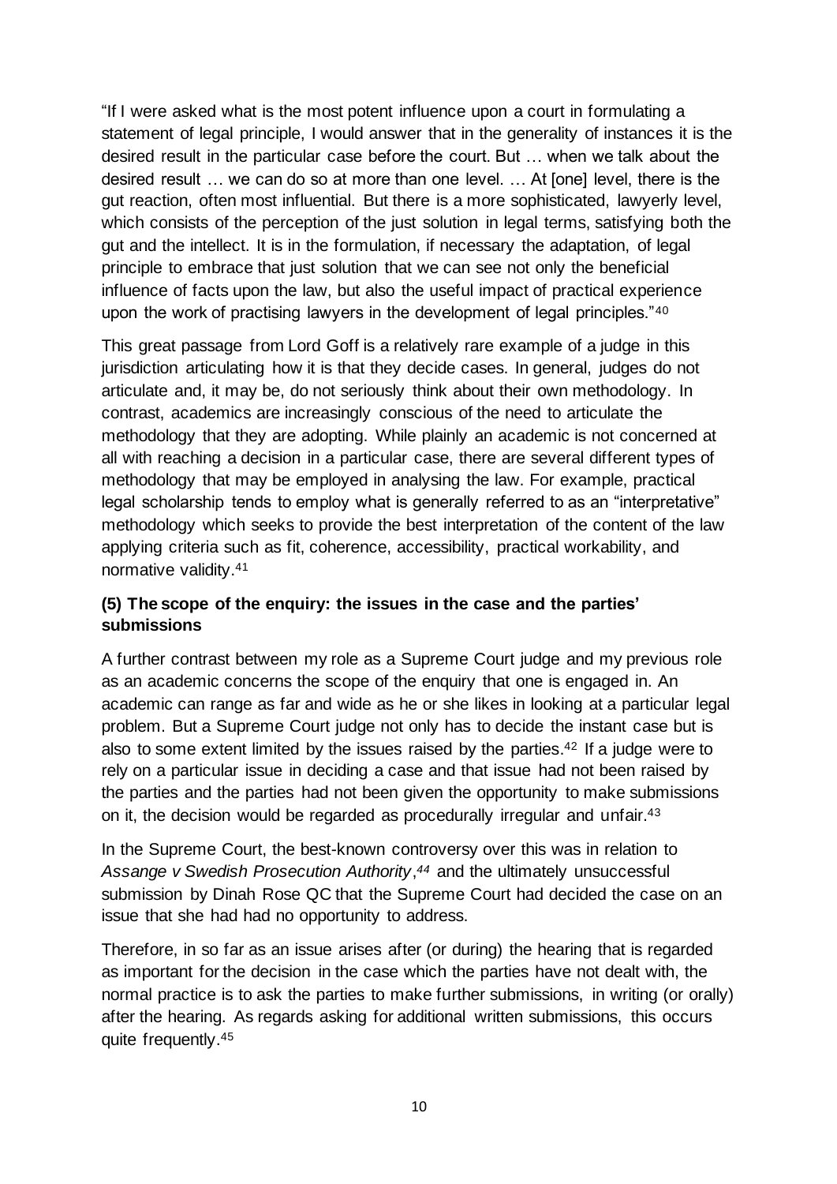"If I were asked what is the most potent influence upon a court in formulating a statement of legal principle, I would answer that in the generality of instances it is the desired result in the particular case before the court. But … when we talk about the desired result … we can do so at more than one level. … At [one] level, there is the gut reaction, often most influential. But there is a more sophisticated, lawyerly level, which consists of the perception of the just solution in legal terms, satisfying both the gut and the intellect. It is in the formulation, if necessary the adaptation, of legal principle to embrace that just solution that we can see not only the beneficial influence of facts upon the law, but also the useful impact of practical experience upon the work of practising lawyers in the development of legal principles."[40]

This great passage from Lord Goff is a relatively rare example of a judge in this jurisdiction articulating how it is that they decide cases. In general, judges do not articulate and, it may be, do not seriously think about their own methodology. In contrast, academics are increasingly conscious of the need to articulate the methodology that they are adopting. While plainly an academic is not concerned at all with reaching a decision in a particular case, there are several different types of methodology that may be employed in analysing the law. For example, practical legal scholarship tends to employ what is generally referred to as an "interpretative" methodology which seeks to provide the best interpretation of the content of the law applying criteria such as fit, coherence, accessibility, practical workability, and normative validity.[41]

### (5) The scope of the enquiry: the issues in the case and the parties' submissions

A further contrast between my role as a Supreme Court judge and my previous role as an academic concerns the scope of the enquiry that one is engaged in. An academic can range as far and wide as he or she likes in looking at a particular legal problem. But a Supreme Court judge not only has to decide the instant case but is also to some extent limited by the issues raised by the parties.[42] If a judge were to rely on a particular issue in deciding a case and that issue had not been raised by the parties and the parties had not been given the opportunity to make submissions on it, the decision would be regarded as procedurally irregular and unfair.[43]

In the Supreme Court, the best-known controversy over this was in relation to *Assange v Swedish Prosecution Authority*,[44] and the ultimately unsuccessful submission by Dinah Rose QC that the Supreme Court had decided the case on an issue that she had had no opportunity to address.

Therefore, in so far as an issue arises after (or during) the hearing that is regarded as important for the decision in the case which the parties have not dealt with, the normal practice is to ask the parties to make further submissions, in writing (or orally) after the hearing. As regards asking for additional written submissions, this occurs quite frequently.[45]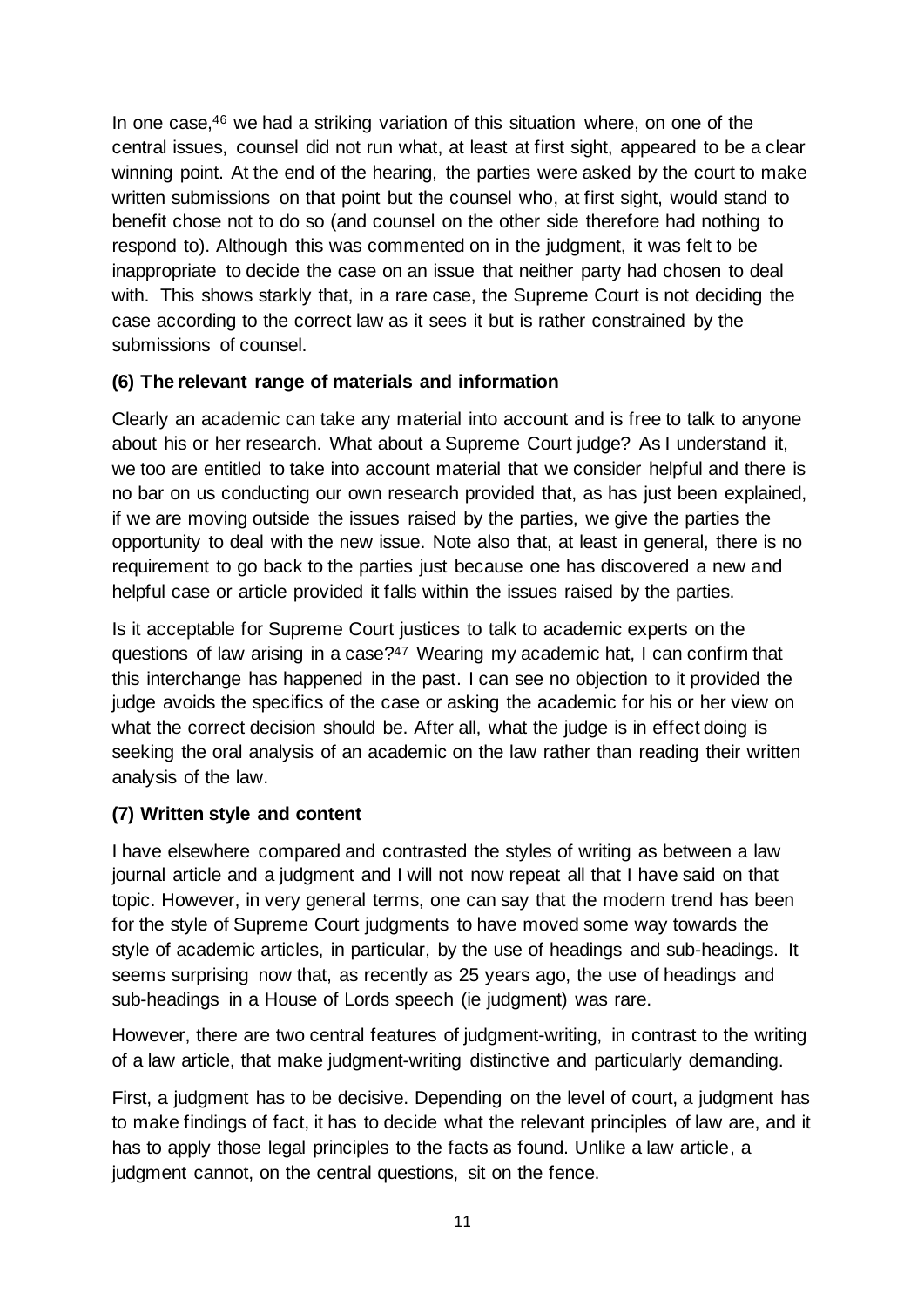In one case,[46] we had a striking variation of this situation where, on one of the central issues, counsel did not run what, at least at first sight, appeared to be a clear winning point. At the end of the hearing, the parties were asked by the court to make written submissions on that point but the counsel who, at first sight, would stand to benefit chose not to do so (and counsel on the other side therefore had nothing to respond to). Although this was commented on in the judgment, it was felt to be inappropriate to decide the case on an issue that neither party had chosen to deal with. This shows starkly that, in a rare case, the Supreme Court is not deciding the case according to the correct law as it sees it but is rather constrained by the submissions of counsel.

**(6) The relevant range of materials and information**

Clearly an academic can take any material into account and is free to talk to anyone about his or her research. What about a Supreme Court judge? As I understand it, we too are entitled to take into account material that we consider helpful and there is no bar on us conducting our own research provided that, as has just been explained, if we are moving outside the issues raised by the parties, we give the parties the opportunity to deal with the new issue. Note also that, at least in general, there is no requirement to go back to the parties just because one has discovered a new and helpful case or article provided it falls within the issues raised by the parties.

Is it acceptable for Supreme Court justices to talk to academic experts on the questions of law arising in a case?[47] Wearing my academic hat, I can confirm that this interchange has happened in the past. I can see no objection to it provided the judge avoids the specifics of the case or asking the academic for his or her view on what the correct decision should be. After all, what the judge is in effect doing is seeking the oral analysis of an academic on the law rather than reading their written analysis of the law.

**(7) Written style and content**

I have elsewhere compared and contrasted the styles of writing as between a law journal article and a judgment and I will not now repeat all that I have said on that topic. However, in very general terms, one can say that the modern trend has been for the style of Supreme Court judgments to have moved some way towards the style of academic articles, in particular, by the use of headings and sub-headings. It seems surprising now that, as recently as 25 years ago, the use of headings and sub-headings in a House of Lords speech (ie judgment) was rare.

However, there are two central features of judgment-writing, in contrast to the writing of a law article, that make judgment-writing distinctive and particularly demanding.

First, a judgment has to be decisive. Depending on the level of court, a judgment has to make findings of fact, it has to decide what the relevant principles of law are, and it has to apply those legal principles to the facts as found. Unlike a law article, a judgment cannot, on the central questions, sit on the fence.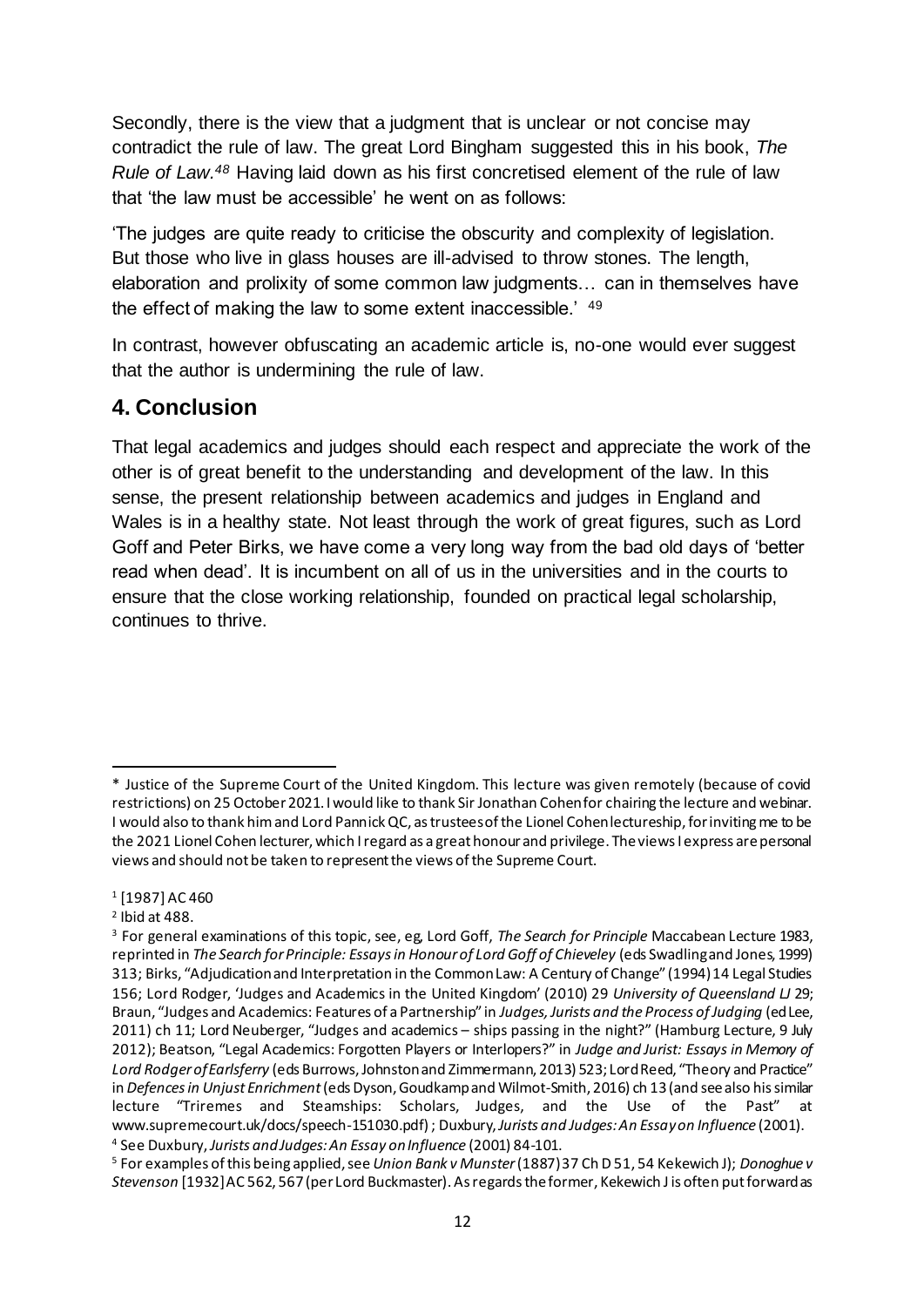Secondly, there is the view that a judgment that is unclear or not concise may contradict the rule of law. The great Lord Bingham suggested this in his book, *The Rule of Law.*[48] Having laid down as his first concretised element of the rule of law that 'the law must be accessible' he went on as follows:

'The judges are quite ready to criticise the obscurity and complexity of legislation. But those who live in glass houses are ill-advised to throw stones. The length, elaboration and prolixity of some common law judgments… can in themselves have the effect of making the law to some extent inaccessible.' [49]

In contrast, however obfuscating an academic article is, no-one would ever suggest that the author is undermining the rule of law.

## 4. Conclusion

That legal academics and judges should each respect and appreciate the work of the other is of great benefit to the understanding and development of the law. In this sense, the present relationship between academics and judges in England and Wales is in a healthy state. Not least through the work of great figures, such as Lord Goff and Peter Birks, we have come a very long way from the bad old days of 'better read when dead'. It is incumbent on all of us in the universities and in the courts to ensure that the close working relationship, founded on practical legal scholarship, continues to thrive.

---

\* Justice of the Supreme Court of the United Kingdom. This lecture was given remotely (because of covid restrictions) on 25 October 2021. I would like to thank Sir Jonathan Cohen for chairing the lecture and webinar. I would also to thank him and Lord Pannick QC, as trustees of the Lionel Cohen lectureship, for inviting me to be the 2021 Lionel Cohen lecturer, which I regard as a great honour and privilege. The views I express are personal views and should not be taken to represent the views of the Supreme Court.

[1] [1987] AC 460

[2] Ibid at 488.

[3] For general examinations of this topic, see, eg, Lord Goff, *The Search for Principle* Maccabean Lecture 1983, reprinted in *The Search for Principle: Essays in Honour of Lord Goff of Chieveley* (eds Swadling and Jones, 1999) 313; Birks, "Adjudication and Interpretation in the Common Law: A Century of Change" (1994) 14 Legal Studies 156; Lord Rodger, 'Judges and Academics in the United Kingdom' (2010) 29 *University of Queensland LJ* 29; Braun, "Judges and Academics: Features of a Partnership" in *Judges, Jurists and the Process of Judging* (ed Lee, 2011) ch 11; Lord Neuberger, "Judges and academics – ships passing in the night?" (Hamburg Lecture, 9 July 2012); Beatson, "Legal Academics: Forgotten Players or Interlopers?" in *Judge and Jurist: Essays in Memory of Lord Rodger of Earlsferry* (eds Burrows, Johnston and Zimmermann, 2013) 523; Lord Reed, "Theory and Practice" in *Defences in Unjust Enrichment* (eds Dyson, Goudkamp and Wilmot-Smith, 2016) ch 13 (and see also his similar lecture "Triremes and Steamships: Scholars, Judges, and the Use of the Past" at www.supremecourt.uk/docs/speech-151030.pdf) ; Duxbury, *Jurists and Judges: An Essay on Influence* (2001).

[4] See Duxbury, *Jurists and Judges: An Essay on Influence* (2001) 84-101.

[5] For examples of this being applied, see *Union Bank v Munster* (1887) 37 Ch D 51, 54 Kekewich J); *Donoghue v Stevenson* [1932] AC 562, 567 (per Lord Buckmaster). As regards the former, Kekewich J is often put forward as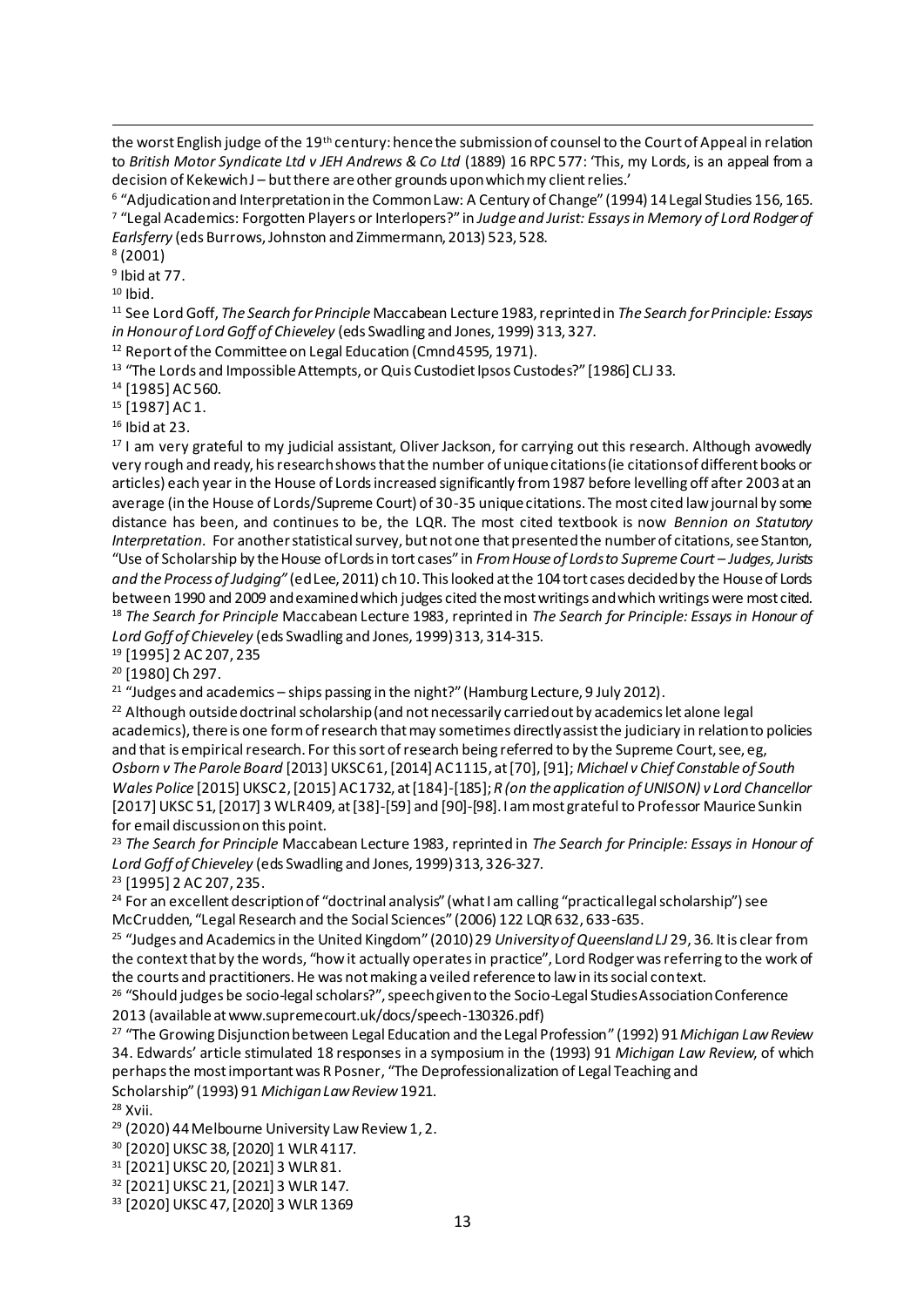the worst English judge of the 19th century: hence the submission of counsel to the Court of Appeal in relation to *British Motor Syndicate Ltd v JEH Andrews & Co Ltd* (1889) 16 RPC 577: 'This, my Lords, is an appeal from a decision of Kekewich J – but there are other grounds upon which my client relies.'

[6] "Adjudication and Interpretation in the Common Law: A Century of Change" (1994) 14 Legal Studies 156, 165.

[7] "Legal Academics: Forgotten Players or Interlopers?" in *Judge and Jurist: Essays in Memory of Lord Rodger of Earlsferry* (eds Burrows, Johnston and Zimmermann, 2013) 523, 528.

[8] (2001)

[9] Ibid at 77.

[10] Ibid.

[11] See Lord Goff, *The Search for Principle* Maccabean Lecture 1983, reprinted in *The Search for Principle: Essays in Honour of Lord Goff of Chieveley* (eds Swadling and Jones, 1999) 313, 327.

[12] Report of the Committee on Legal Education (Cmnd 4595, 1971).

[13] "The Lords and Impossible Attempts, or Quis Custodiet Ipsos Custodes?" [1986] CLJ 33.

[14] [1985] AC 560.

[15] [1987] AC 1.

[16] Ibid at 23.

[17] I am very grateful to my judicial assistant, Oliver Jackson, for carrying out this research. Although avowedly very rough and ready, his research shows that the number of unique citations (ie citations of different books or articles) each year in the House of Lords increased significantly from 1987 before levelling off after 2003 at an average (in the House of Lords/Supreme Court) of 30-35 unique citations. The most cited law journal by some distance has been, and continues to be, the LQR. The most cited textbook is now *Bennion on Statutory Interpretation*. For another statistical survey, but not one that presented the number of citations, see Stanton, "Use of Scholarship by the House of Lords in tort cases" in *From House of Lords to Supreme Court – Judges, Jurists and the Process of Judging"* (ed Lee, 2011) ch 10. This looked at the 104 tort cases decided by the House of Lords between 1990 and 2009 and examined which judges cited the most writings and which writings were most cited.

[18] *The Search for Principle* Maccabean Lecture 1983, reprinted in *The Search for Principle: Essays in Honour of Lord Goff of Chieveley* (eds Swadling and Jones, 1999) 313, 314-315.

[19] [1995] 2 AC 207, 235

[20] [1980] Ch 297.

[21] "Judges and academics – ships passing in the night?" (Hamburg Lecture, 9 July 2012).

[22] Although outside doctrinal scholarship (and not necessarily carried out by academics let alone legal academics), there is one form of research that may sometimes directly assist the judiciary in relation to policies and that is empirical research. For this sort of research being referred to by the Supreme Court, see, eg, *Osborn v The Parole Board* [2013] UKSC 61, [2014] AC 1115, at [70], [91]; *Michael v Chief Constable of South Wales Police* [2015] UKSC 2, [2015] AC 1732, at [184]-[185]; *R (on the application of UNISON) v Lord Chancellor* [2017] UKSC 51, [2017] 3 WLR 409, at [38]-[59] and [90]-[98]. I am most grateful to Professor Maurice Sunkin for email discussion on this point.

[23] *The Search for Principle* Maccabean Lecture 1983, reprinted in *The Search for Principle: Essays in Honour of Lord Goff of Chieveley* (eds Swadling and Jones, 1999) 313, 326-327.

[23] [1995] 2 AC 207, 235.

[24] For an excellent description of "doctrinal analysis" (what I am calling "practical legal scholarship") see McCrudden, "Legal Research and the Social Sciences" (2006) 122 LQR 632, 633-635.

[25] "Judges and Academics in the United Kingdom" (2010) 29 *University of Queensland LJ* 29, 36. It is clear from the context that by the words, "how it actually operates in practice", Lord Rodger was referring to the work of the courts and practitioners. He was not making a veiled reference to law in its social context.

[26] "Should judges be socio-legal scholars?", speech given to the Socio-Legal Studies Association Conference 2013 (available at www.supremecourt.uk/docs/speech-130326.pdf)

[27] "The Growing Disjunction between Legal Education and the Legal Profession" (1992) 91 *Michigan Law Review* 34. Edwards' article stimulated 18 responses in a symposium in the (1993) 91 *Michigan Law Review*, of which perhaps the most important was R Posner, "The Deprofessionalization of Legal Teaching and Scholarship" (1993) 91 *Michigan Law Review* 1921.

[28] Xvii.

[29] (2020) 44 Melbourne University Law Review 1, 2.

[30] [2020] UKSC 38, [2020] 1 WLR 4117.

[31] [2021] UKSC 20, [2021] 3 WLR 81.

[32] [2021] UKSC 21, [2021] 3 WLR 147.

[33] [2020] UKSC 47, [2020] 3 WLR 1369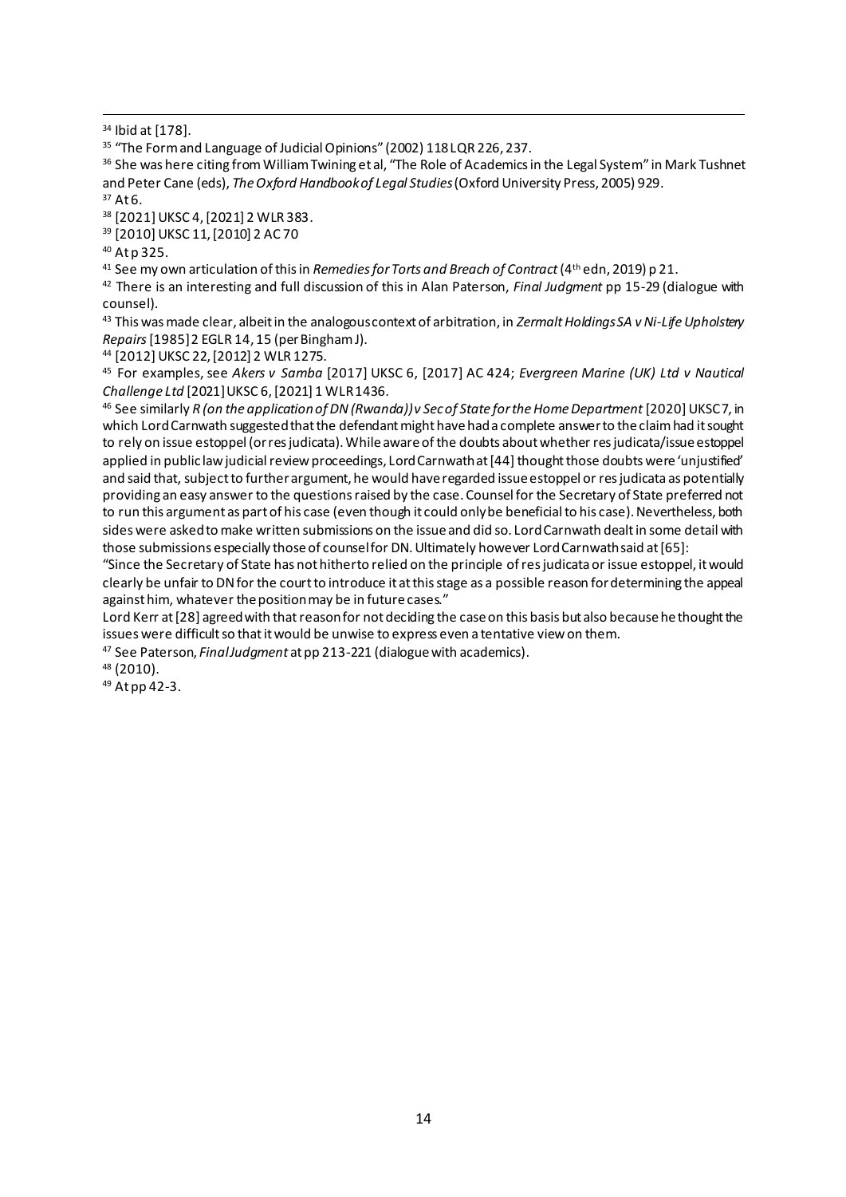[34] Ibid at [178].

[35] "The Form and Language of Judicial Opinions" (2002) 118 LQR 226, 237.

[36] She was here citing from William Twining et al, "The Role of Academics in the Legal System" in Mark Tushnet and Peter Cane (eds), *The Oxford Handbook of Legal Studies* (Oxford University Press, 2005) 929.

[37] At 6.

[38] [2021] UKSC 4, [2021] 2 WLR 383.

[39] [2010] UKSC 11, [2010] 2 AC 70

[40] At p 325.

[41] See my own articulation of this in *Remedies for Torts and Breach of Contract* (4th edn, 2019) p 21.

[42] There is an interesting and full discussion of this in Alan Paterson, *Final Judgment* pp 15-29 (dialogue with counsel).

[43] This was made clear, albeit in the analogous context of arbitration, in *Zermalt Holdings SA v Ni-Life Upholstery Repairs* [1985] 2 EGLR 14, 15 (per Bingham J).

[44] [2012] UKSC 22, [2012] 2 WLR 1275.

[45] For examples, see *Akers v Samba* [2017] UKSC 6, [2017] AC 424; *Evergreen Marine (UK) Ltd v Nautical Challenge Ltd* [2021] UKSC 6, [2021] 1 WLR 1436.

[46] See similarly *R (on the application of DN (Rwanda)) v Sec of State for the Home Department* [2020] UKSC 7, in which Lord Carnwath suggested that the defendant might have had a complete answer to the claim had it sought to rely on issue estoppel (or res judicata). While aware of the doubts about whether res judicata/issue estoppel applied in public law judicial review proceedings, Lord Carnwath at [44] thought those doubts were 'unjustified' and said that, subject to further argument, he would have regarded issue estoppel or res judicata as potentially providing an easy answer to the questions raised by the case. Counsel for the Secretary of State preferred not to run this argument as part of his case (even though it could only be beneficial to his case). Nevertheless, both sides were asked to make written submissions on the issue and did so. Lord Carnwath dealt in some detail with those submissions especially those of counsel for DN. Ultimately however Lord Carnwath said at [65]:
"Since the Secretary of State has not hitherto relied on the principle of res judicata or issue estoppel, it would clearly be unfair to DN for the court to introduce it at this stage as a possible reason for determining the appeal against him, whatever the position may be in future cases."
Lord Kerr at [28] agreed with that reason for not deciding the case on this basis but also because he thought the issues were difficult so that it would be unwise to express even a tentative view on them.

[47] See Paterson, *Final Judgment* at pp 213-221 (dialogue with academics).

[48] (2010).

[49] At pp 42-3.